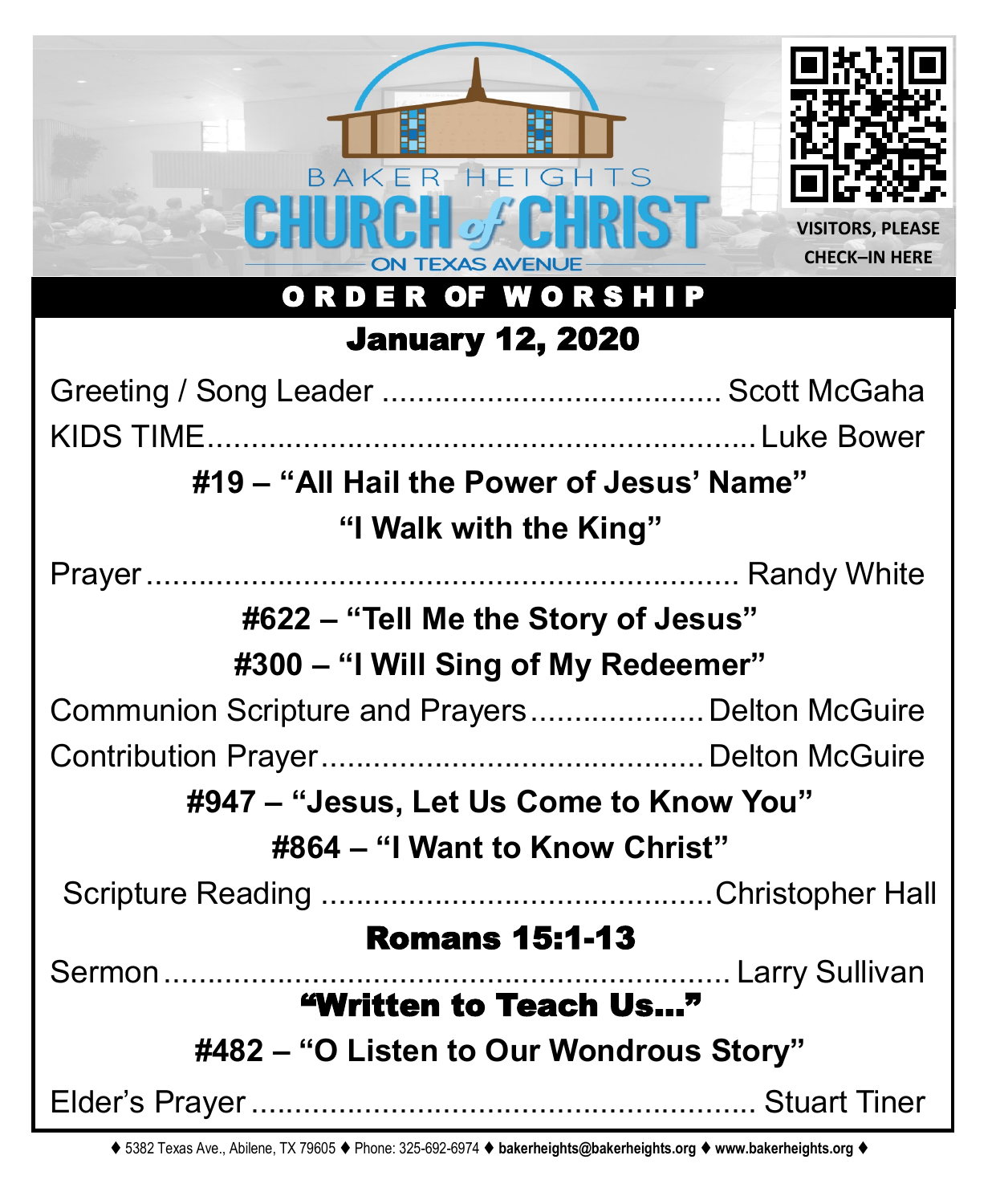BAKER HEIGHTS

# CHURCH of CHRIST

ON TEXAS AVENUE

VISITORS, PLEASE CHECK–IN HERE

## ORDER OF WORSHIP

### January 12, 2020

Greeting / Song Leader ....................................... Scott McGaha

KIDS TIME............................................................... Luke Bower

**#19 – "All Hail the Power of Jesus' Name"**

**"I Walk with the King"**

Prayer ...................................................................... Randy White

**#622 – "Tell Me the Story of Jesus"**

**#300 – "I Will Sing of My Redeemer"**

Communion Scripture and Prayers.................... Delton McGuire

Contribution Prayer............................................. Delton McGuire

**#947 – "Jesus, Let Us Come to Know You"**

**#864 – "I Want to Know Christ"**

Scripture Reading ............................................. Christopher Hall

**Romans 15:1-13**

Sermon .................................................................... Larry Sullivan

**"Written to Teach Us…"**

**#482 – "O Listen to Our Wondrous Story"**

Elder's Prayer ........................................................... Stuart Tiner

♦ 5382 Texas Ave., Abilene, TX 79605 ♦ Phone: 325-692-6974 ♦ **bakerheights@bakerheights.org** ♦ **www.bakerheights.org** ♦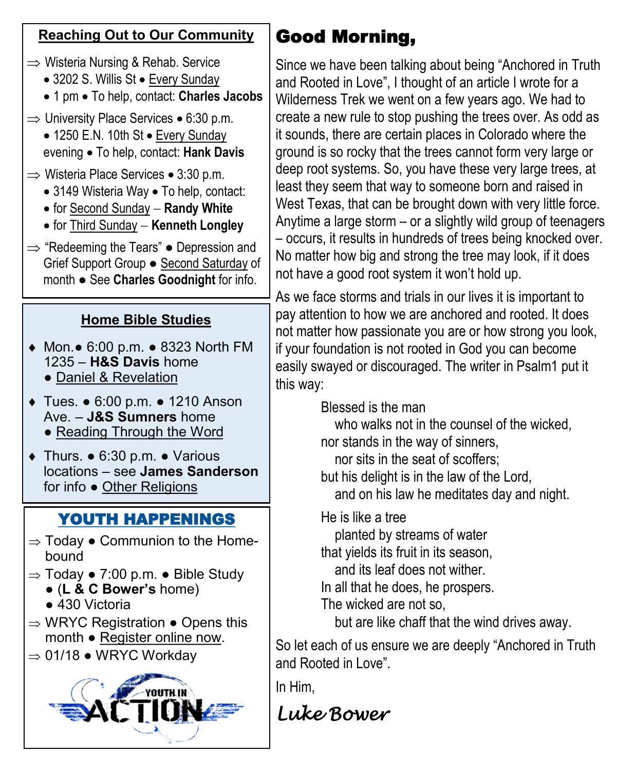## Reaching Out to Our Community

⇒ Wisteria Nursing & Rehab. Service
  • 3202 S. Willis St • Every Sunday
  • 1 pm • To help, contact: **Charles Jacobs**

⇒ University Place Services • 6:30 p.m.
  • 1250 E.N. 10th St • Every Sunday evening • To help, contact: **Hank Davis**

⇒ Wisteria Place Services • 3:30 p.m.
  • 3149 Wisteria Way • To help, contact:
  • for Second Sunday – **Randy White**
  • for Third Sunday – **Kenneth Longley**

⇒ "Redeeming the Tears" ● Depression and Grief Support Group ● Second Saturday of month ● See **Charles Goodnight** for info.

## Home Bible Studies

♦ Mon.● 6:00 p.m. ● 8323 North FM 1235 – **H&S Davis** home ● Daniel & Revelation

♦ Tues. ● 6:00 p.m. ● 1210 Anson Ave. – **J&S Sumners** home ● Reading Through the Word

♦ Thurs. ● 6:30 p.m. ● Various locations – see **James Sanderson** for info ● Other Religions

## YOUTH HAPPENINGS

⇒ Today ● Communion to the Homebound

⇒ Today ● 7:00 p.m. ● Bible Study ● (**L & C Bower's** home) ● 430 Victoria

⇒ WRYC Registration ● Opens this month ● Register online now.

⇒ 01/18 ● WRYC Workday

YOUTH IN ACTION

# Good Morning,

Since we have been talking about being "Anchored in Truth and Rooted in Love", I thought of an article I wrote for a Wilderness Trek we went on a few years ago. We had to create a new rule to stop pushing the trees over. As odd as it sounds, there are certain places in Colorado where the ground is so rocky that the trees cannot form very large or deep root systems. So, you have these very large trees, at least they seem that way to someone born and raised in West Texas, that can be brought down with very little force. Anytime a large storm – or a slightly wild group of teenagers – occurs, it results in hundreds of trees being knocked over. No matter how big and strong the tree may look, if it does not have a good root system it won't hold up.

As we face storms and trials in our lives it is important to pay attention to how we are anchored and rooted. It does not matter how passionate you are or how strong you look, if your foundation is not rooted in God you can become easily swayed or discouraged. The writer in Psalm1 put it this way:

> Blessed is the man
> who walks not in the counsel of the wicked,
> nor stands in the way of sinners,
> nor sits in the seat of scoffers;
> but his delight is in the law of the Lord,
> and on his law he meditates day and night.
>
> He is like a tree
> planted by streams of water
> that yields its fruit in its season,
> and its leaf does not wither.
> In all that he does, he prospers.
> The wicked are not so,
> but are like chaff that the wind drives away.

So let each of us ensure we are deeply "Anchored in Truth and Rooted in Love".

In Him,

*Luke Bower*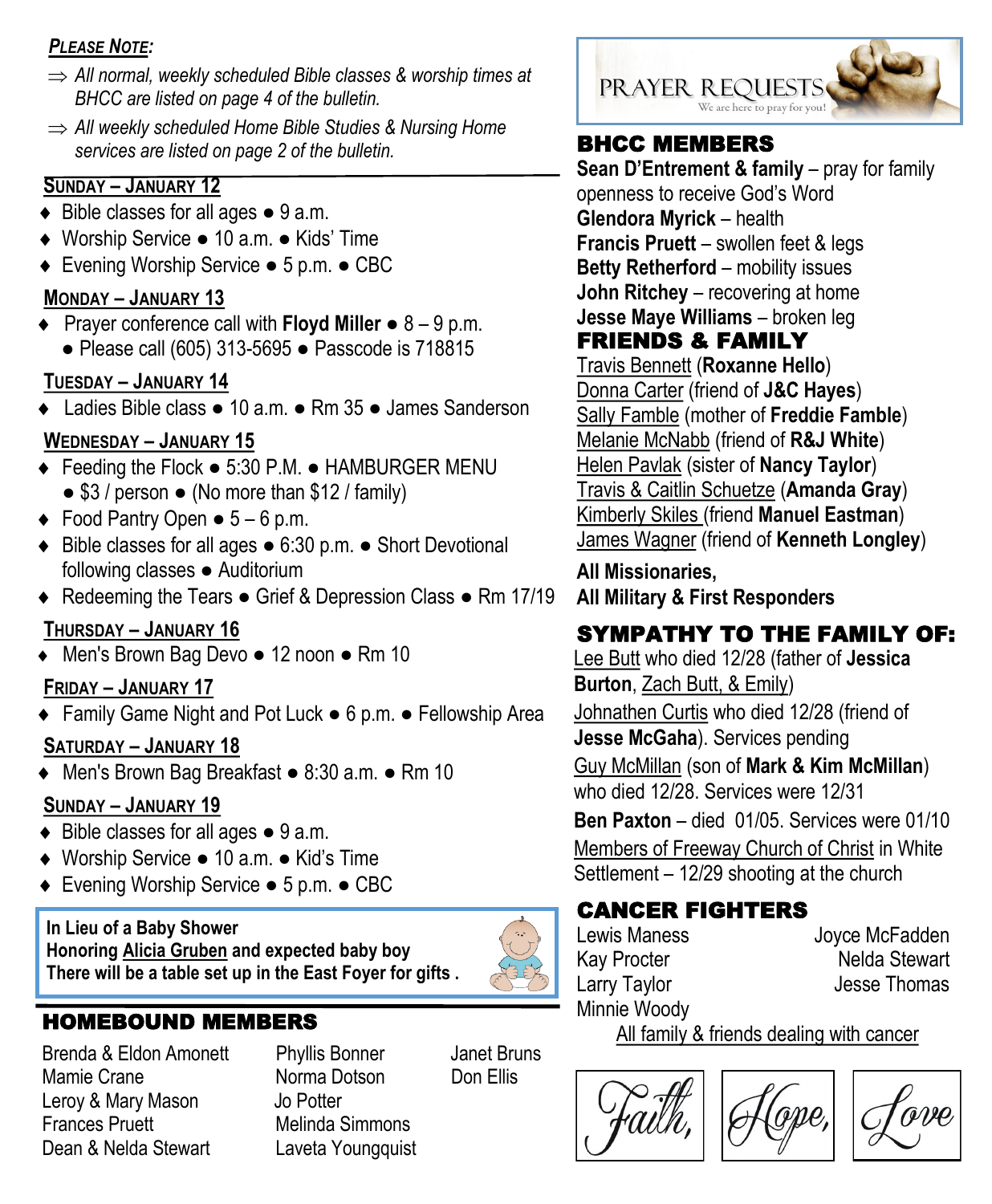***Please Note:***

- *All normal, weekly scheduled Bible classes & worship times at BHCC are listed on page 4 of the bulletin.*
- *All weekly scheduled Home Bible Studies & Nursing Home services are listed on page 2 of the bulletin.*

## Sunday – January 12

- Bible classes for all ages ● 9 a.m.
- Worship Service ● 10 a.m. ● Kids' Time
- Evening Worship Service ● 5 p.m. ● CBC

## Monday – January 13

- Prayer conference call with **Floyd Miller** ● 8 – 9 p.m. ● Please call (605) 313-5695 ● Passcode is 718815

## Tuesday – January 14

- Ladies Bible class ● 10 a.m. ● Rm 35 ● James Sanderson

## Wednesday – January 15

- Feeding the Flock ● 5:30 P.M. ● HAMBURGER MENU ● $3 / person ● (No more than $12 / family)
- Food Pantry Open ● 5 – 6 p.m.
- Bible classes for all ages ● 6:30 p.m. ● Short Devotional following classes ● Auditorium
- Redeeming the Tears ● Grief & Depression Class ● Rm 17/19

## Thursday – January 16

- Men's Brown Bag Devo ● 12 noon ● Rm 10

## Friday – January 17

- Family Game Night and Pot Luck ● 6 p.m. ● Fellowship Area

## Saturday – January 18

- Men's Brown Bag Breakfast ● 8:30 a.m. ● Rm 10

## Sunday – January 19

- Bible classes for all ages ● 9 a.m.
- Worship Service ● 10 a.m. ● Kid's Time
- Evening Worship Service ● 5 p.m. ● CBC

**In Lieu of a Baby Shower**
**Honoring Alicia Gruben and expected baby boy**
**There will be a table set up in the East Foyer for gifts .**

## HOMEBOUND MEMBERS

Brenda & Eldon Amonett
Mamie Crane
Leroy & Mary Mason
Frances Pruett
Dean & Nelda Stewart
Phyllis Bonner
Norma Dotson
Jo Potter
Melinda Simmons
Laveta Youngquist
Janet Bruns
Don Ellis

# PRAYER REQUESTS

We are here to pray for you!

## BHCC MEMBERS

**Sean D'Entrement & family** – pray for family openness to receive God's Word
**Glendora Myrick** – health
**Francis Pruett** – swollen feet & legs
**Betty Retherford** – mobility issues
**John Ritchey** – recovering at home
**Jesse Maye Williams** – broken leg

## FRIENDS & FAMILY

Travis Bennett (**Roxanne Hello**)
Donna Carter (friend of **J&C Hayes**)
Sally Famble (mother of **Freddie Famble**)
Melanie McNabb (friend of **R&J White**)
Helen Pavlak (sister of **Nancy Taylor**)
Travis & Caitlin Schuetze (**Amanda Gray**)
Kimberly Skiles (friend **Manuel Eastman**)
James Wagner (friend of **Kenneth Longley**)

**All Missionaries,**
**All Military & First Responders**

## SYMPATHY TO THE FAMILY OF:

Lee Butt who died 12/28 (father of **Jessica Burton**, Zach Butt, & Emily)
Johnathen Curtis who died 12/28 (friend of **Jesse McGaha**). Services pending
Guy McMillan (son of **Mark & Kim McMillan**) who died 12/28. Services were 12/31
**Ben Paxton** – died 01/05. Services were 01/10
Members of Freeway Church of Christ in White Settlement – 12/29 shooting at the church

## CANCER FIGHTERS

Lewis Maness
Kay Procter
Larry Taylor
Minnie Woody
Joyce McFadden
Nelda Stewart
Jesse Thomas

All family & friends dealing with cancer

Faith, Hope, Love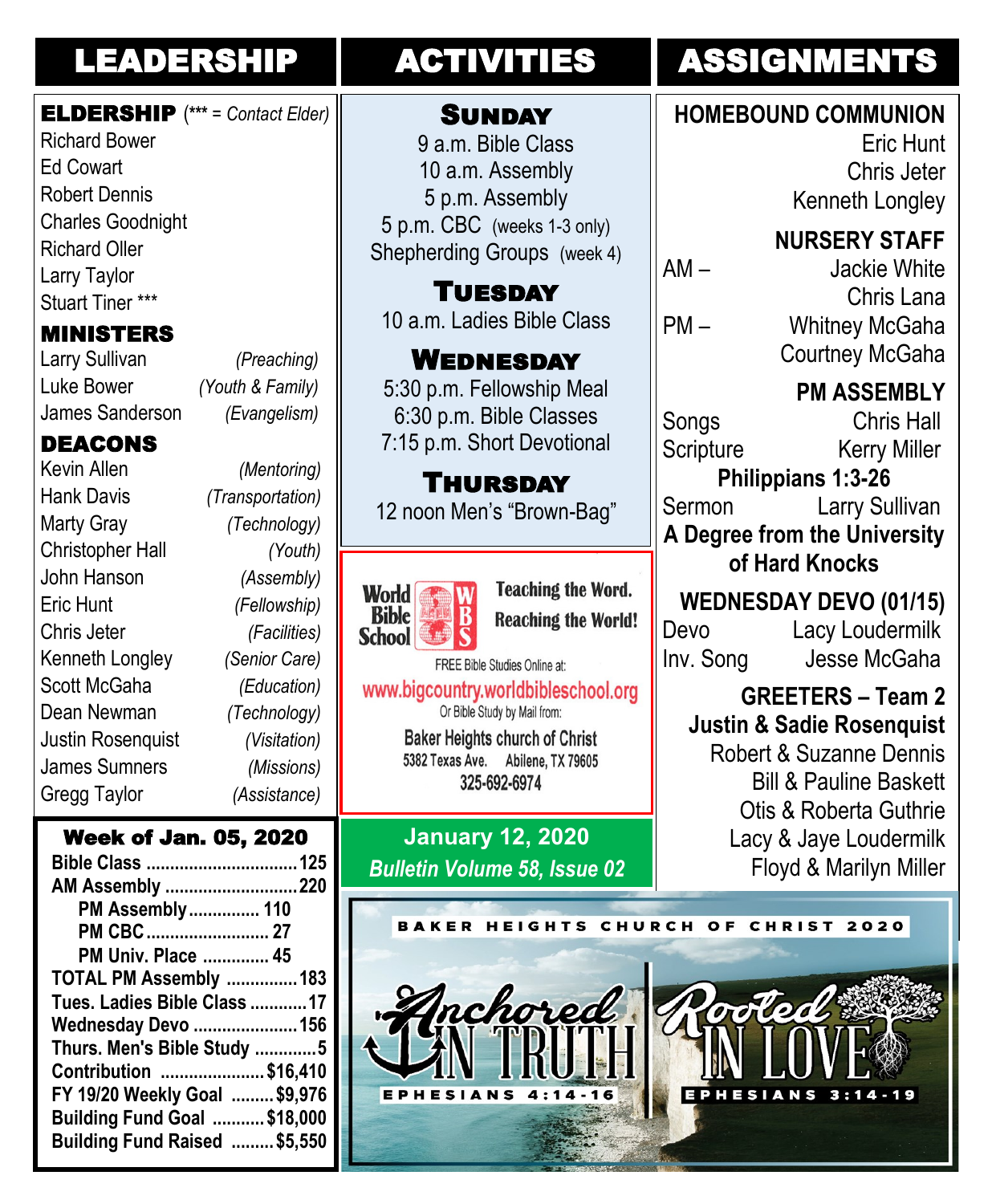## LEADERSHIP

### ELDERSHIP (*** = Contact Elder)

Richard Bower
Ed Cowart
Robert Dennis
Charles Goodnight
Richard Oller
Larry Taylor
Stuart Tiner ***

### MINISTERS

| | |
|---|---|
| Larry Sullivan | *(Preaching)* |
| Luke Bower | *(Youth & Family)* |
| James Sanderson | *(Evangelism)* |

### DEACONS

| | |
|---|---|
| Kevin Allen | *(Mentoring)* |
| Hank Davis | *(Transportation)* |
| Marty Gray | *(Technology)* |
| Christopher Hall | *(Youth)* |
| John Hanson | *(Assembly)* |
| Eric Hunt | *(Fellowship)* |
| Chris Jeter | *(Facilities)* |
| Kenneth Longley | *(Senior Care)* |
| Scott McGaha | *(Education)* |
| Dean Newman | *(Technology)* |
| Justin Rosenquist | *(Visitation)* |
| James Sumners | *(Missions)* |
| Gregg Taylor | *(Assistance)* |

### Week of Jan. 05, 2020

| | |
|---|---|
| Bible Class | 125 |
| AM Assembly | 220 |
| PM Assembly | 110 |
| PM CBC | 27 |
| PM Univ. Place | 45 |
| TOTAL PM Assembly | 183 |
| Tues. Ladies Bible Class | 17 |
| Wednesday Devo | 156 |
| Thurs. Men's Bible Study | 5 |
| Contribution | $16,410 |
| FY 19/20 Weekly Goal | $9,976 |
| Building Fund Goal | $18,000 |
| Building Fund Raised | $5,550 |

## ACTIVITIES

### SUNDAY

9 a.m. Bible Class
10 a.m. Assembly
5 p.m. Assembly
5 p.m. CBC (weeks 1-3 only)
Shepherding Groups (week 4)

### TUESDAY

10 a.m. Ladies Bible Class

### WEDNESDAY

5:30 p.m. Fellowship Meal
6:30 p.m. Bible Classes
7:15 p.m. Short Devotional

### THURSDAY

12 noon Men's "Brown-Bag"

**World Bible School** — WBS
**Teaching the Word. Reaching the World!**

FREE Bible Studies Online at:
www.bigcountry.worldbibleschool.org
Or Bible Study by Mail from:
Baker Heights church of Christ
5382 Texas Ave. Abilene, TX 79605
325-692-6974

**January 12, 2020**
***Bulletin Volume 58, Issue 02***

## ASSIGNMENTS

### HOMEBOUND COMMUNION

Eric Hunt
Chris Jeter
Kenneth Longley

### NURSERY STAFF

AM – Jackie White, Chris Lana
PM – Whitney McGaha, Courtney McGaha

### PM ASSEMBLY

Songs: Chris Hall
Scripture: Kerry Miller
**Philippians 1:3-26**
Sermon: Larry Sullivan
**A Degree from the University of Hard Knocks**

### WEDNESDAY DEVO (01/15)

Devo: Lacy Loudermilk
Inv. Song: Jesse McGaha

### GREETERS – Team 2

**Justin & Sadie Rosenquist**
Robert & Suzanne Dennis
Bill & Pauline Baskett
Otis & Roberta Guthrie
Lacy & Jaye Loudermilk
Floyd & Marilyn Miller

BAKER HEIGHTS CHURCH OF CHRIST 2020

Anchored IN TRUTH — EPHESIANS 4:14-16

Rooted IN LOVE — EPHESIANS 3:14-19